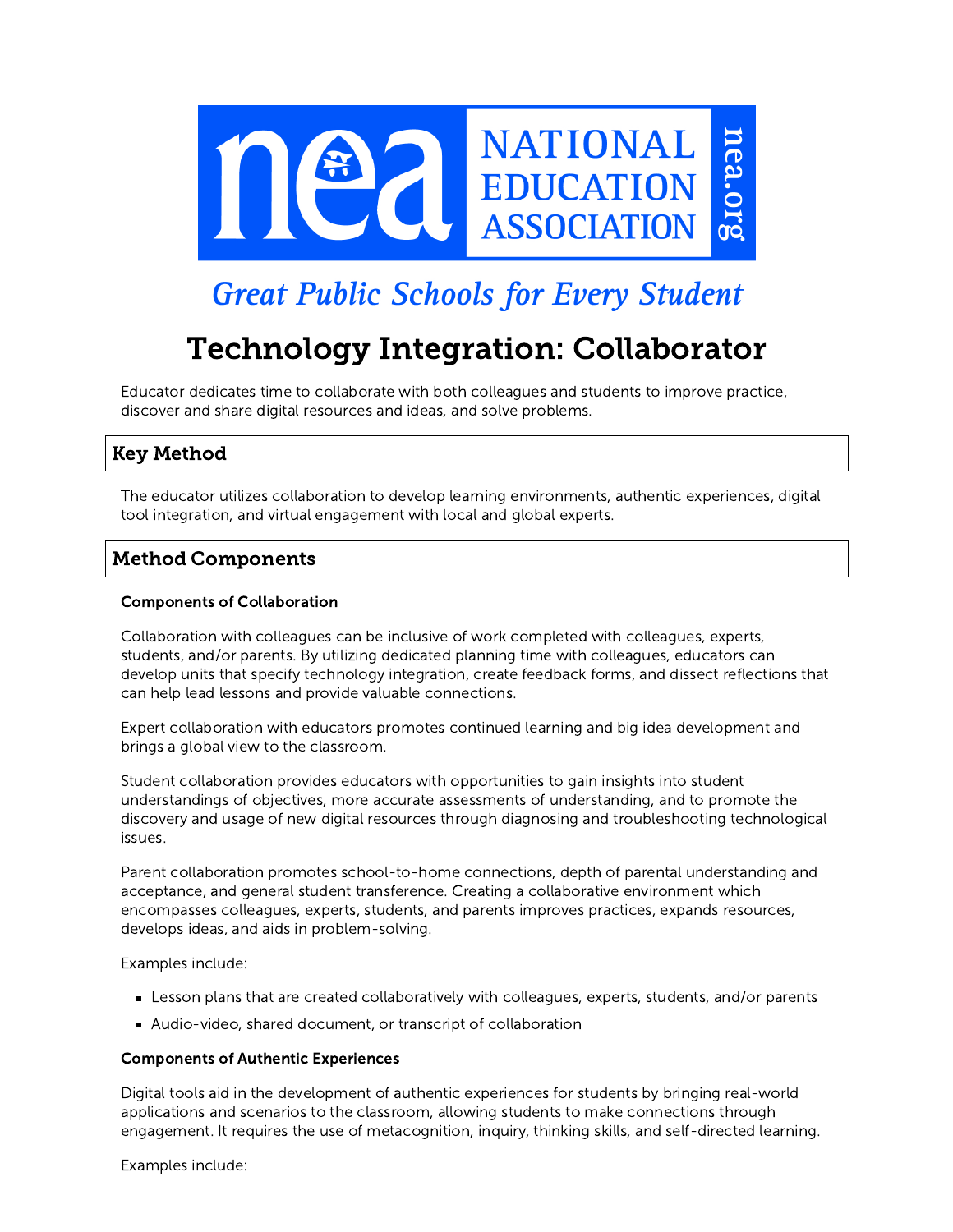# NATIONAL EDUCATION ASSOCIATION

*Great Public Schools for Every Student*

# Technology Integration: Collaborator

Educator dedicates time to collaborate with both colleagues and students to improve practice, discover and share digital resources and ideas, and solve problems.

## Key Method

The educator utilizes collaboration to develop learning environments, authentic experiences, digital tool integration, and virtual engagement with local and global experts.

## Method Components

### Components of Collaboration

Collaboration with colleagues can be inclusive of work completed with colleagues, experts, students, and/or parents. By utilizing dedicated planning time with colleagues, educators can develop units that specify technology integration, create feedback forms, and dissect reflections that can help lead lessons and provide valuable connections.

Expert collaboration with educators promotes continued learning and big idea development and brings a global view to the classroom.

Student collaboration provides educators with opportunities to gain insights into student understandings of objectives, more accurate assessments of understanding, and to promote the discovery and usage of new digital resources through diagnosing and troubleshooting technological issues.

Parent collaboration promotes school-to-home connections, depth of parental understanding and acceptance, and general student transference. Creating a collaborative environment which encompasses colleagues, experts, students, and parents improves practices, expands resources, develops ideas, and aids in problem-solving.

Examples include:

- Lesson plans that are created collaboratively with colleagues, experts, students, and/or parents
- Audio-video, shared document, or transcript of collaboration

### Components of Authentic Experiences

Digital tools aid in the development of authentic experiences for students by bringing real-world applications and scenarios to the classroom, allowing students to make connections through engagement. It requires the use of metacognition, inquiry, thinking skills, and self-directed learning.

Examples include: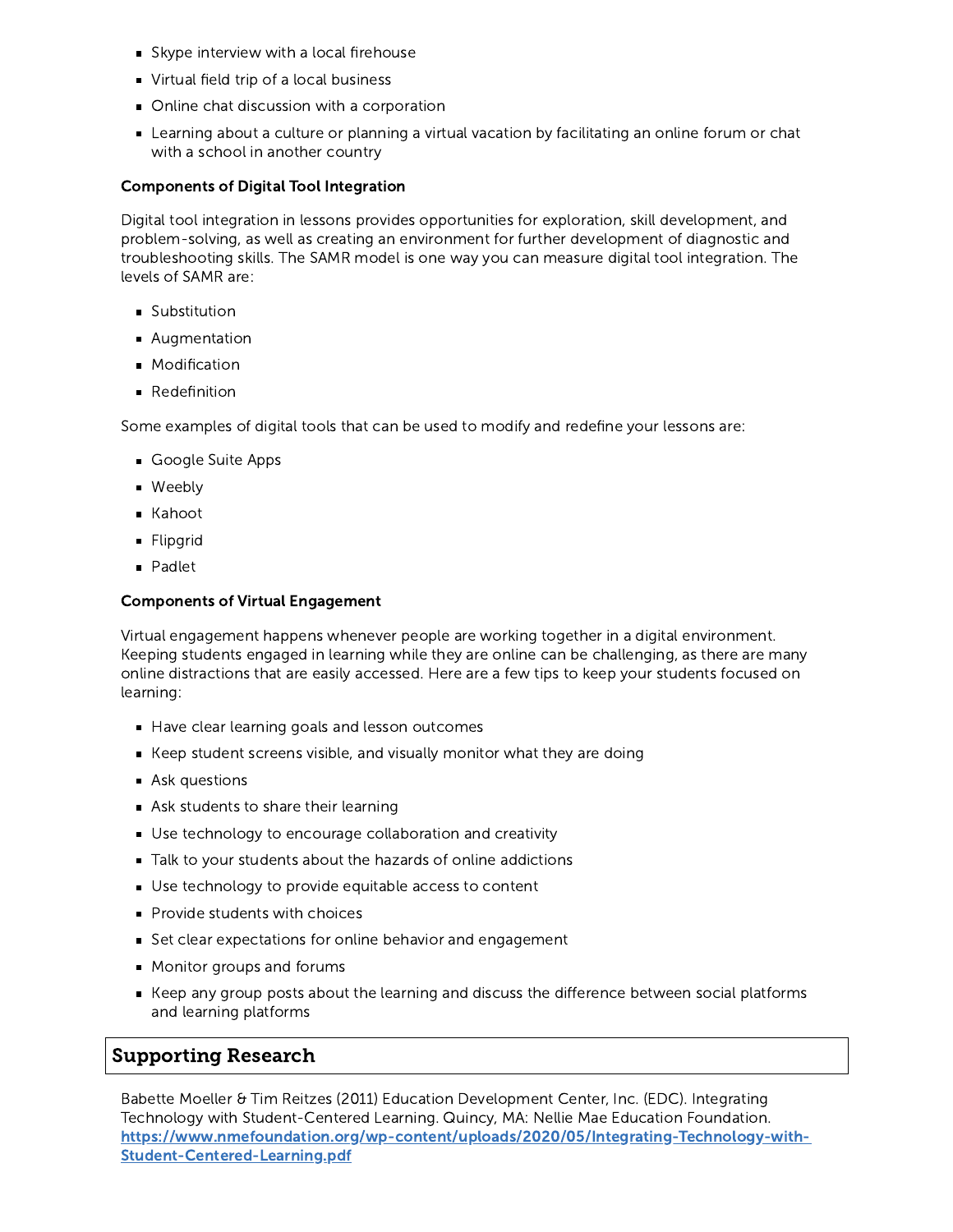- Skype interview with a local firehouse
- Virtual field trip of a local business
- Online chat discussion with a corporation
- Learning about a culture or planning a virtual vacation by facilitating an online forum or chat with a school in another country

**Components of Digital Tool Integration**

Digital tool integration in lessons provides opportunities for exploration, skill development, and problem-solving, as well as creating an environment for further development of diagnostic and troubleshooting skills. The SAMR model is one way you can measure digital tool integration. The levels of SAMR are:

- Substitution
- Augmentation
- Modification
- Redefinition

Some examples of digital tools that can be used to modify and redefine your lessons are:

- Google Suite Apps
- Weebly
- Kahoot
- Flipgrid
- Padlet

**Components of Virtual Engagement**

Virtual engagement happens whenever people are working together in a digital environment. Keeping students engaged in learning while they are online can be challenging, as there are many online distractions that are easily accessed. Here are a few tips to keep your students focused on learning:

- Have clear learning goals and lesson outcomes
- Keep student screens visible, and visually monitor what they are doing
- Ask questions
- Ask students to share their learning
- Use technology to encourage collaboration and creativity
- Talk to your students about the hazards of online addictions
- Use technology to provide equitable access to content
- Provide students with choices
- Set clear expectations for online behavior and engagement
- Monitor groups and forums
- Keep any group posts about the learning and discuss the difference between social platforms and learning platforms

## Supporting Research

Babette Moeller & Tim Reitzes (2011) Education Development Center, Inc. (EDC). Integrating Technology with Student-Centered Learning. Quincy, MA: Nellie Mae Education Foundation. [https://www.nmefoundation.org/wp-content/uploads/2020/05/Integrating-Technology-with-Student-Centered-Learning.pdf](https://www.nmefoundation.org/wp-content/uploads/2020/05/Integrating-Technology-with-Student-Centered-Learning.pdf)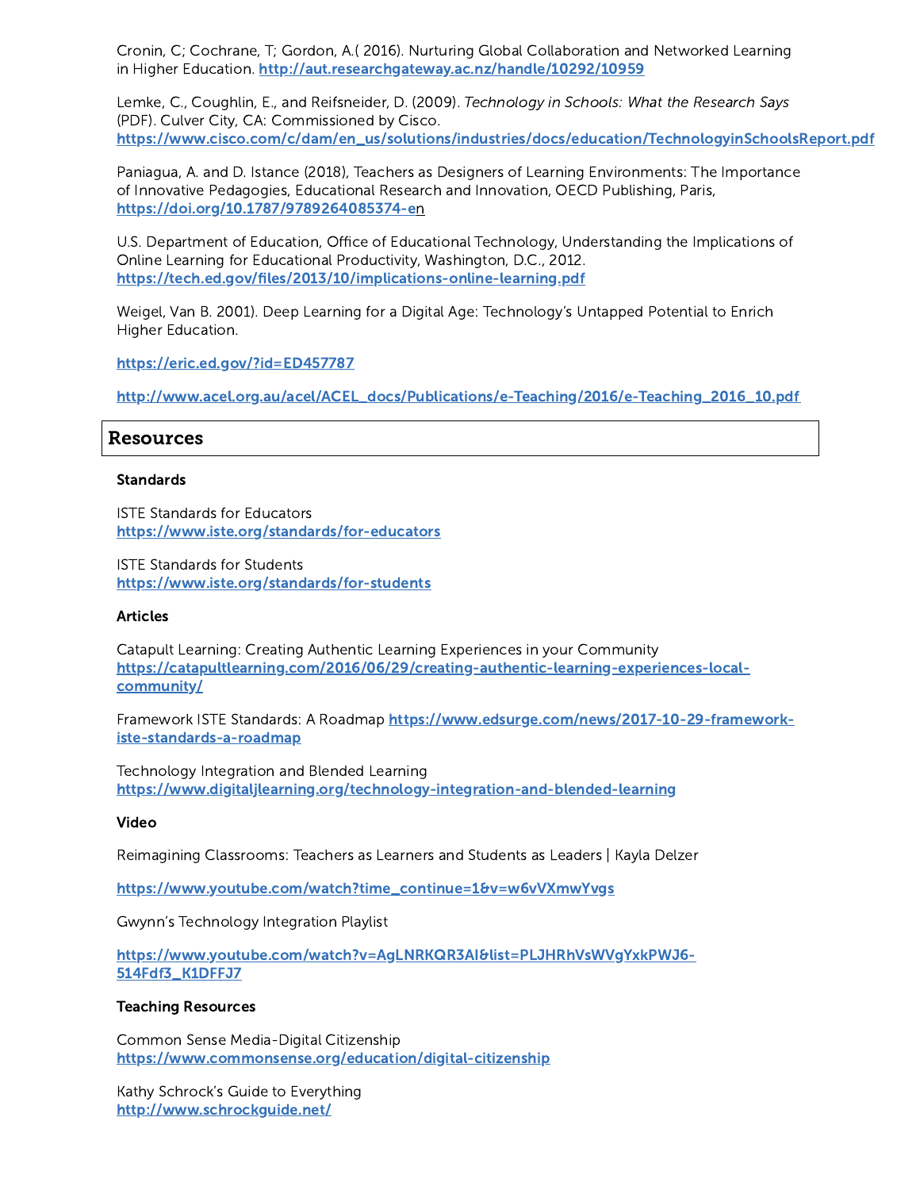Cronin, C; Cochrane, T; Gordon, A.( 2016). Nurturing Global Collaboration and Networked Learning in Higher Education. http://aut.researchgateway.ac.nz/handle/10292/10959

Lemke, C., Coughlin, E., and Reifsneider, D. (2009). *Technology in Schools: What the Research Says* (PDF). Culver City, CA: Commissioned by Cisco. https://www.cisco.com/c/dam/en_us/solutions/industries/docs/education/TechnologyinSchoolsReport.pdf

Paniagua, A. and D. Istance (2018), Teachers as Designers of Learning Environments: The Importance of Innovative Pedagogies, Educational Research and Innovation, OECD Publishing, Paris, https://doi.org/10.1787/9789264085374-en

U.S. Department of Education, Office of Educational Technology, Understanding the Implications of Online Learning for Educational Productivity, Washington, D.C., 2012. https://tech.ed.gov/files/2013/10/implications-online-learning.pdf

Weigel, Van B. 2001). Deep Learning for a Digital Age: Technology's Untapped Potential to Enrich Higher Education.

https://eric.ed.gov/?id=ED457787

http://www.acel.org.au/acel/ACEL_docs/Publications/e-Teaching/2016/e-Teaching_2016_10.pdf

## Resources

### Standards

ISTE Standards for Educators
https://www.iste.org/standards/for-educators

ISTE Standards for Students
https://www.iste.org/standards/for-students

### Articles

Catapult Learning: Creating Authentic Learning Experiences in your Community
https://catapultlearning.com/2016/06/29/creating-authentic-learning-experiences-local-community/

Framework ISTE Standards: A Roadmap https://www.edsurge.com/news/2017-10-29-framework-iste-standards-a-roadmap

Technology Integration and Blended Learning
https://www.digitaljlearning.org/technology-integration-and-blended-learning

### Video

Reimagining Classrooms: Teachers as Learners and Students as Leaders | Kayla Delzer

https://www.youtube.com/watch?time_continue=1&v=w6vVXmwYvgs

Gwynn's Technology Integration Playlist

https://www.youtube.com/watch?v=AgLNRKQR3AI&list=PLJHRhVsWVgYxkPWJ6-514Fdf3_K1DFFJ7

### Teaching Resources

Common Sense Media-Digital Citizenship
https://www.commonsense.org/education/digital-citizenship

Kathy Schrock's Guide to Everything
http://www.schrockguide.net/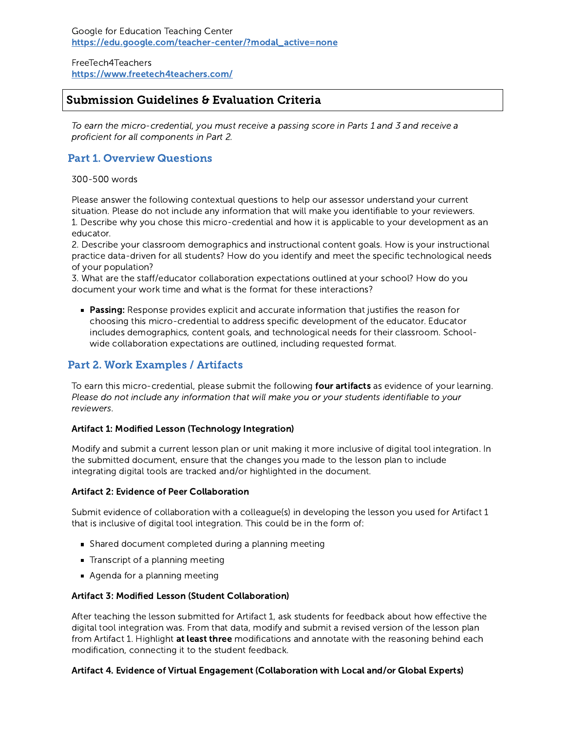Google for Education Teaching Center
**https://edu.google.com/teacher-center/?modal_active=none**

FreeTech4Teachers
**https://www.freetech4teachers.com/**

## Submission Guidelines & Evaluation Criteria

*To earn the micro-credential, you must receive a passing score in Parts 1 and 3 and receive a proficient for all components in Part 2.*

### Part 1. Overview Questions

300-500 words

Please answer the following contextual questions to help our assessor understand your current situation. Please do not include any information that will make you identifiable to your reviewers.
1. Describe why you chose this micro-credential and how it is applicable to your development as an educator.
2. Describe your classroom demographics and instructional content goals. How is your instructional practice data-driven for all students? How do you identify and meet the specific technological needs of your population?
3. What are the staff/educator collaboration expectations outlined at your school? How do you document your work time and what is the format for these interactions?

- **Passing:** Response provides explicit and accurate information that justifies the reason for choosing this micro-credential to address specific development of the educator. Educator includes demographics, content goals, and technological needs for their classroom. School-wide collaboration expectations are outlined, including requested format.

### Part 2. Work Examples / Artifacts

To earn this micro-credential, please submit the following **four artifacts** as evidence of your learning. *Please do not include any information that will make you or your students identifiable to your reviewers.*

**Artifact 1: Modified Lesson (Technology Integration)**

Modify and submit a current lesson plan or unit making it more inclusive of digital tool integration. In the submitted document, ensure that the changes you made to the lesson plan to include integrating digital tools are tracked and/or highlighted in the document.

**Artifact 2: Evidence of Peer Collaboration**

Submit evidence of collaboration with a colleague(s) in developing the lesson you used for Artifact 1 that is inclusive of digital tool integration. This could be in the form of:

- Shared document completed during a planning meeting
- Transcript of a planning meeting
- Agenda for a planning meeting

**Artifact 3: Modified Lesson (Student Collaboration)**

After teaching the lesson submitted for Artifact 1, ask students for feedback about how effective the digital tool integration was. From that data, modify and submit a revised version of the lesson plan from Artifact 1. Highlight **at least three** modifications and annotate with the reasoning behind each modification, connecting it to the student feedback.

**Artifact 4. Evidence of Virtual Engagement (Collaboration with Local and/or Global Experts)**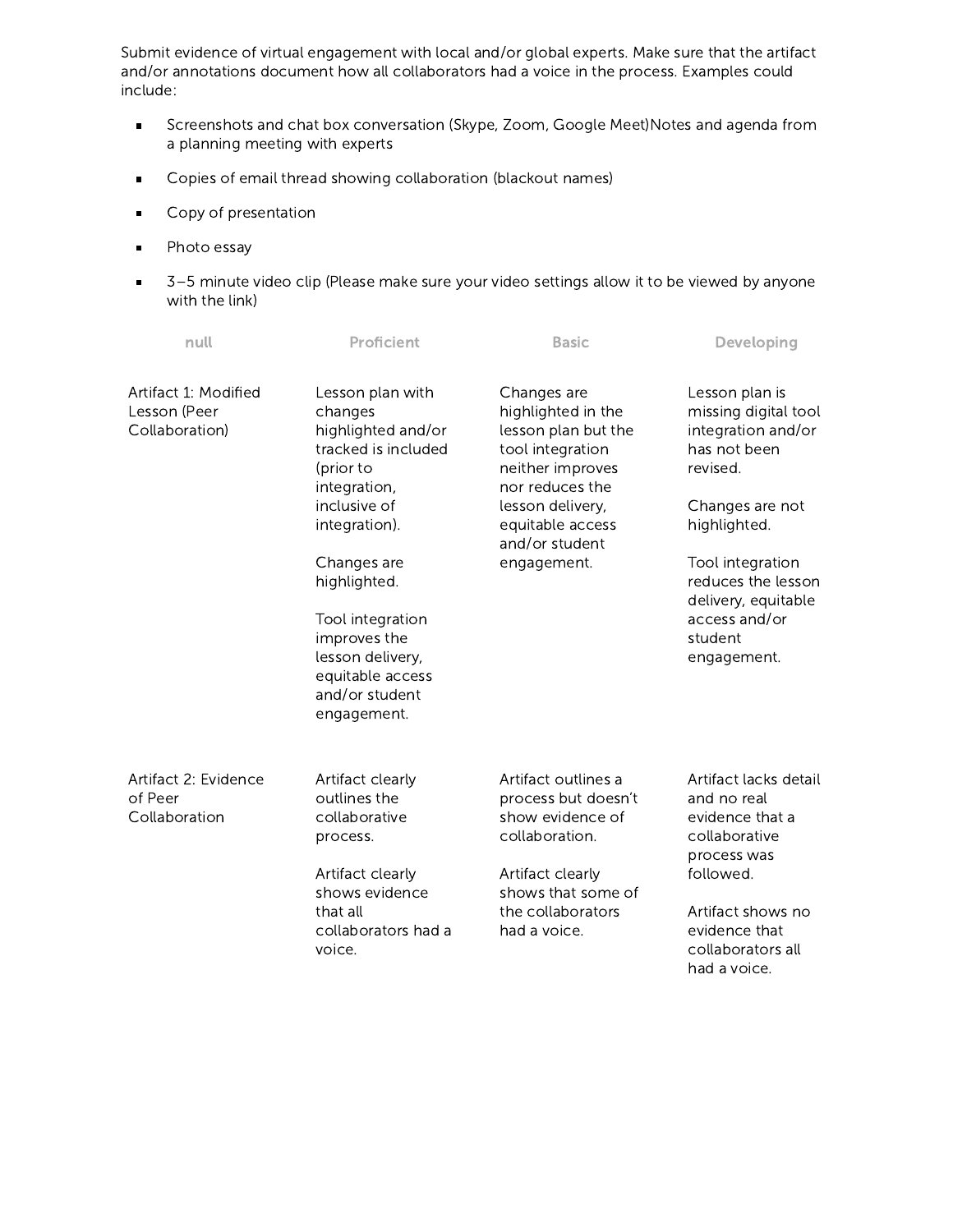Submit evidence of virtual engagement with local and/or global experts. Make sure that the artifact and/or annotations document how all collaborators had a voice in the process. Examples could include:

- Screenshots and chat box conversation (Skype, Zoom, Google Meet)Notes and agenda from a planning meeting with experts
- Copies of email thread showing collaboration (blackout names)
- Copy of presentation
- Photo essay
- 3–5 minute video clip (Please make sure your video settings allow it to be viewed by anyone with the link)

| null | Proficient | Basic | Developing |
| --- | --- | --- | --- |
| Artifact 1: Modified Lesson (Peer Collaboration) | Lesson plan with changes highlighted and/or tracked is included (prior to integration, inclusive of integration).<br><br>Changes are highlighted.<br><br>Tool integration improves the lesson delivery, equitable access and/or student engagement. | Changes are highlighted in the lesson plan but the tool integration neither improves nor reduces the lesson delivery, equitable access and/or student engagement. | Lesson plan is missing digital tool integration and/or has not been revised.<br><br>Changes are not highlighted.<br><br>Tool integration reduces the lesson delivery, equitable access and/or student engagement. |
| Artifact 2: Evidence of Peer Collaboration | Artifact clearly outlines the collaborative process.<br><br>Artifact clearly shows evidence that all collaborators had a voice. | Artifact outlines a process but doesn't show evidence of collaboration.<br><br>Artifact clearly shows that some of the collaborators had a voice. | Artifact lacks detail and no real evidence that a collaborative process was followed.<br><br>Artifact shows no evidence that collaborators all had a voice. |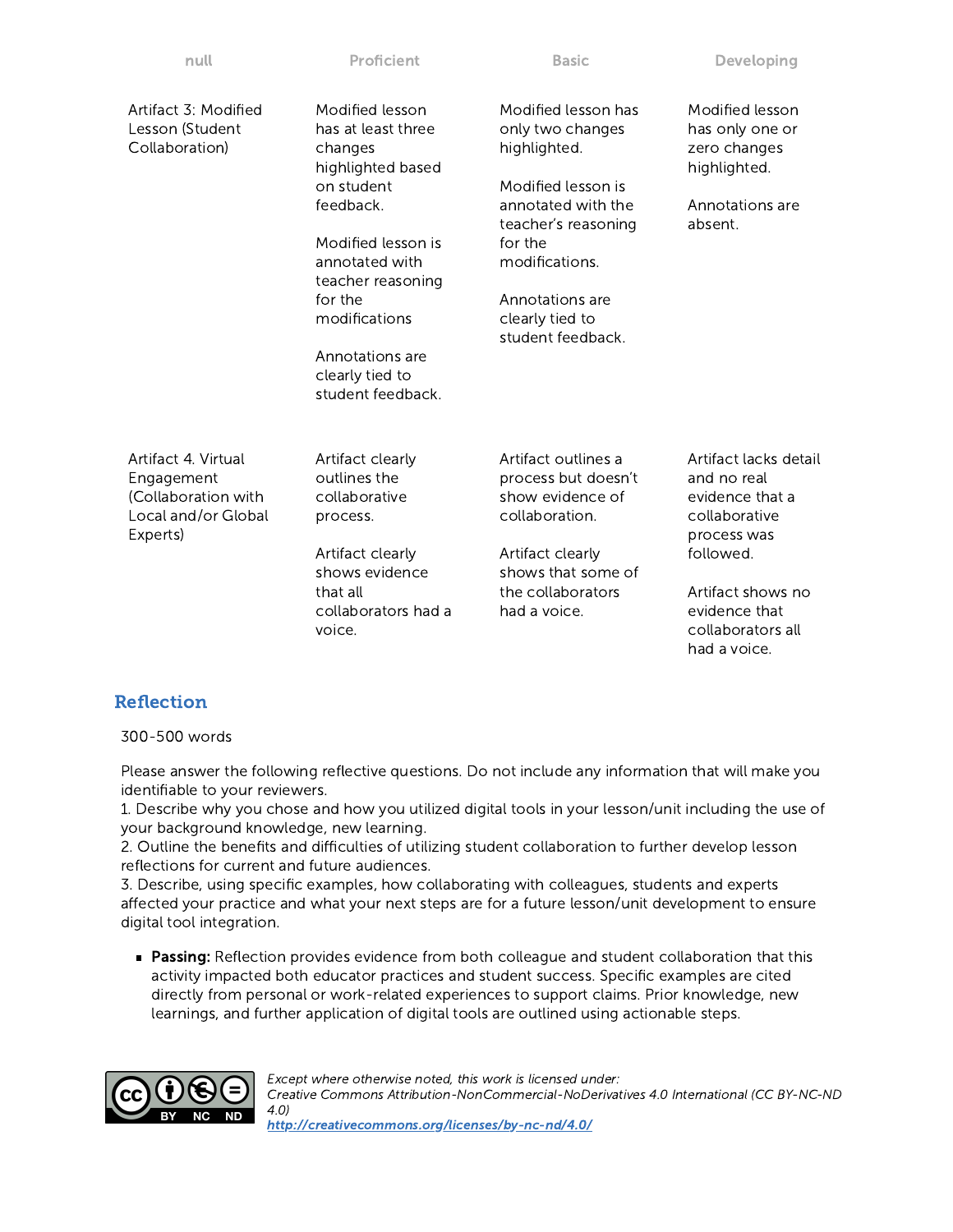| null | Proficient | Basic | Developing |
|---|---|---|---|
| Artifact 3: Modified Lesson (Student Collaboration) | Modified lesson has at least three changes highlighted based on student feedback. Modified lesson is annotated with teacher reasoning for the modifications Annotations are clearly tied to student feedback. | Modified lesson has only two changes highlighted. Modified lesson is annotated with the teacher's reasoning for the modifications. Annotations are clearly tied to student feedback. | Modified lesson has only one or zero changes highlighted. Annotations are absent. |
| Artifact 4. Virtual Engagement (Collaboration with Local and/or Global Experts) | Artifact clearly outlines the collaborative process. Artifact clearly shows evidence that all collaborators had a voice. | Artifact outlines a process but doesn't show evidence of collaboration. Artifact clearly shows that some of the collaborators had a voice. | Artifact lacks detail and no real evidence that a collaborative process was followed. Artifact shows no evidence that collaborators all had a voice. |

## Reflection

300-500 words

Please answer the following reflective questions. Do not include any information that will make you identifiable to your reviewers.
1. Describe why you chose and how you utilized digital tools in your lesson/unit including the use of your background knowledge, new learning.
2. Outline the benefits and difficulties of utilizing student collaboration to further develop lesson reflections for current and future audiences.
3. Describe, using specific examples, how collaborating with colleagues, students and experts affected your practice and what your next steps are for a future lesson/unit development to ensure digital tool integration.

- **Passing:** Reflection provides evidence from both colleague and student collaboration that this activity impacted both educator practices and student success. Specific examples are cited directly from personal or work-related experiences to support claims. Prior knowledge, new learnings, and further application of digital tools are outlined using actionable steps.

*Except where otherwise noted, this work is licensed under:*
*Creative Commons Attribution-NonCommercial-NoDerivatives 4.0 International (CC BY-NC-ND 4.0)*
*http://creativecommons.org/licenses/by-nc-nd/4.0/*